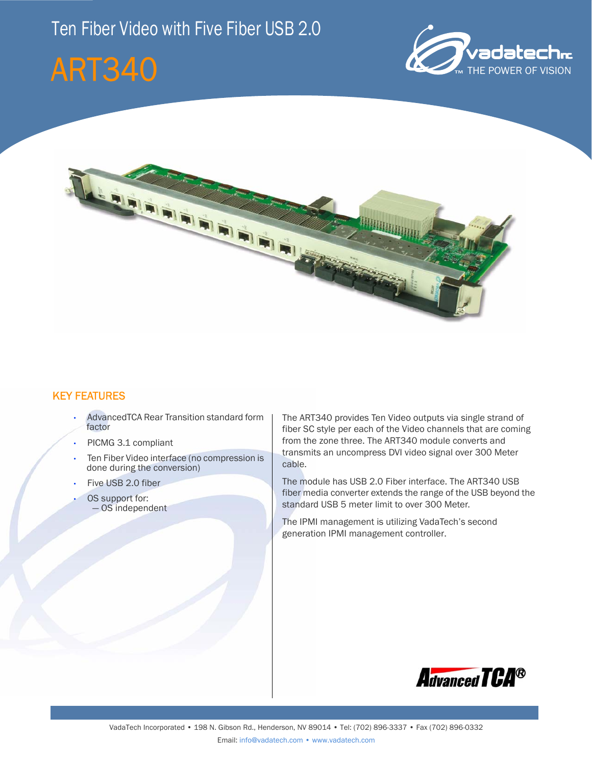# Ten Fiber Video with Five Fiber USB 2.0

# ART340

## KEY FEATURES

- AdvancedTCA Rear Transition standard form factor
- PICMG 3.1 compliant
- Ten Fiber Video interface (no compression is done during the conversion)
- Five USB 2.0 fiber
- OS support for:
  — OS independent

The ART340 provides Ten Video outputs via single strand of fiber SC style per each of the Video channels that are coming from the zone three. The ART340 module converts and transmits an uncompress DVI video signal over 300 Meter cable.

The module has USB 2.0 Fiber interface. The ART340 USB fiber media converter extends the range of the USB beyond the standard USB 5 meter limit to over 300 Meter.

The IPMI management is utilizing VadaTech's second generation IPMI management controller.

VadaTech Incorporated • 198 N. Gibson Rd., Henderson, NV 89014 • Tel: (702) 896-3337 • Fax (702) 896-0332

Email: info@vadatech.com • www.vadatech.com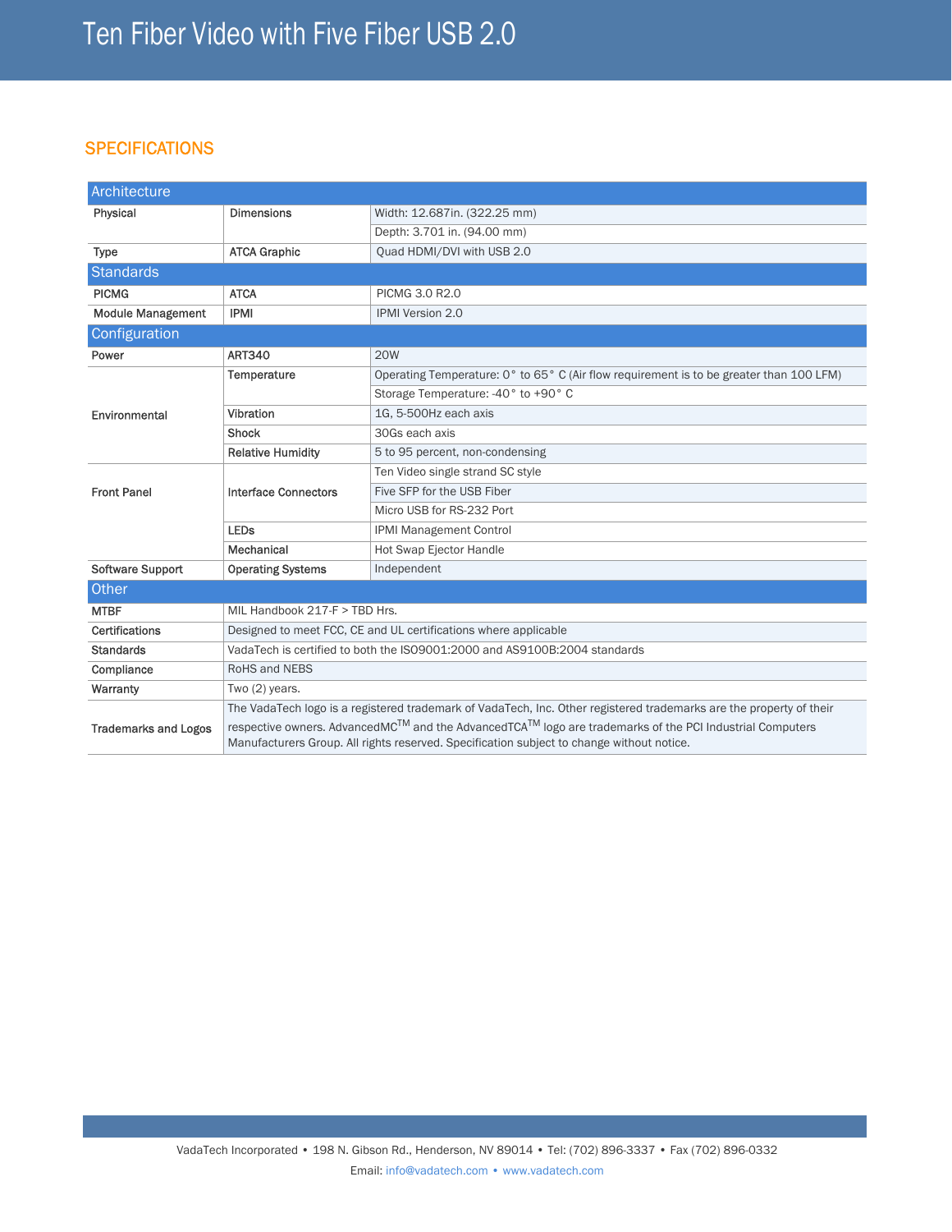# Ten Fiber Video with Five Fiber USB 2.0

## SPECIFICATIONS

| Architecture | | |
|---|---|---|
| Physical | Dimensions | Width: 12.687in. (322.25 mm) |
| | | Depth: 3.701 in. (94.00 mm) |
| Type | ATCA Graphic | Quad HDMI/DVI with USB 2.0 |
| **Standards** | | |
| PICMG | ATCA | PICMG 3.0 R2.0 |
| Module Management | IPMI | IPMI Version 2.0 |
| **Configuration** | | |
| Power | ART340 | 20W |
| Environmental | Temperature | Operating Temperature: 0° to 65° C (Air flow requirement is to be greater than 100 LFM) |
| | | Storage Temperature: -40° to +90° C |
| | Vibration | 1G, 5-500Hz each axis |
| | Shock | 30Gs each axis |
| | Relative Humidity | 5 to 95 percent, non-condensing |
| Front Panel | Interface Connectors | Ten Video single strand SC style |
| | | Five SFP for the USB Fiber |
| | | Micro USB for RS-232 Port |
| | LEDs | IPMI Management Control |
| | Mechanical | Hot Swap Ejector Handle |
| Software Support | Operating Systems | Independent |

| Other | |
|---|---|
| MTBF | MIL Handbook 217-F > TBD Hrs. |
| Certifications | Designed to meet FCC, CE and UL certifications where applicable |
| Standards | VadaTech is certified to both the ISO9001:2000 and AS9100B:2004 standards |
| Compliance | RoHS and NEBS |
| Warranty | Two (2) years. |
| Trademarks and Logos | The VadaTech logo is a registered trademark of VadaTech, Inc. Other registered trademarks are the property of their respective owners. AdvancedMC™ and the AdvancedTCA™ logo are trademarks of the PCI Industrial Computers Manufacturers Group. All rights reserved. Specification subject to change without notice. |

VadaTech Incorporated • 198 N. Gibson Rd., Henderson, NV 89014 • Tel: (702) 896-3337 • Fax (702) 896-0332

Email: info@vadatech.com • www.vadatech.com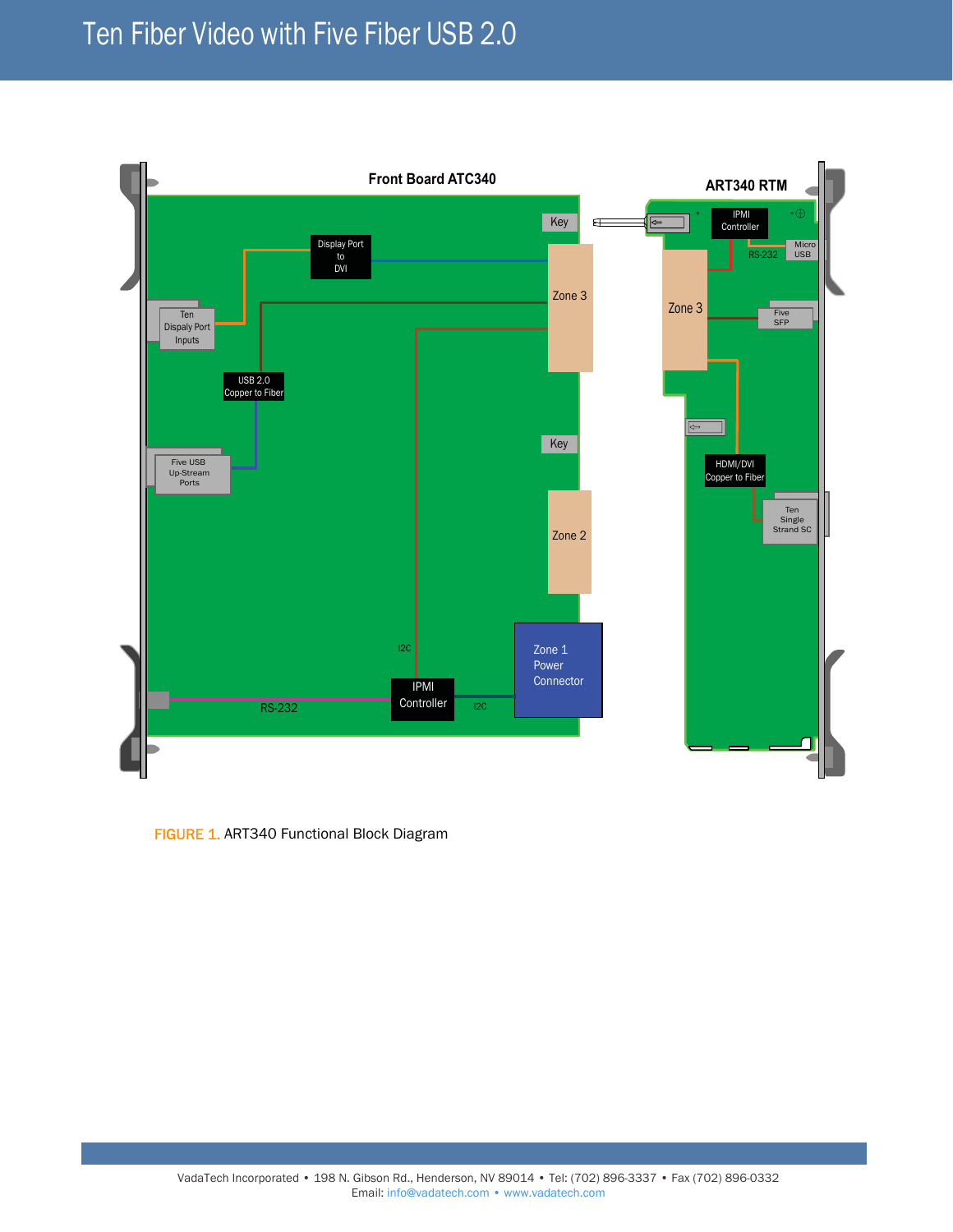# Ten Fiber Video with Five Fiber USB 2.0

Front Board ATC340

ART340 RTM

Key

Display Port to DVI

Zone 3

Ten Dispaly Port Inputs

USB 2.0 Copper to Fiber

Key

Five USB Up-Stream Ports

Zone 2

I2C

Zone 1 Power Connector

RS-232

IPMI Controller

I2C

IPMI Controller

RS-232

Micro USB

Zone 3

Five SFP

HDMI/DVI Copper to Fiber

Ten Single Strand SC

FIGURE 1. ART340 Functional Block Diagram

VadaTech Incorporated • 198 N. Gibson Rd., Henderson, NV 89014 • Tel: (702) 896-3337 • Fax (702) 896-0332
Email: info@vadatech.com • www.vadatech.com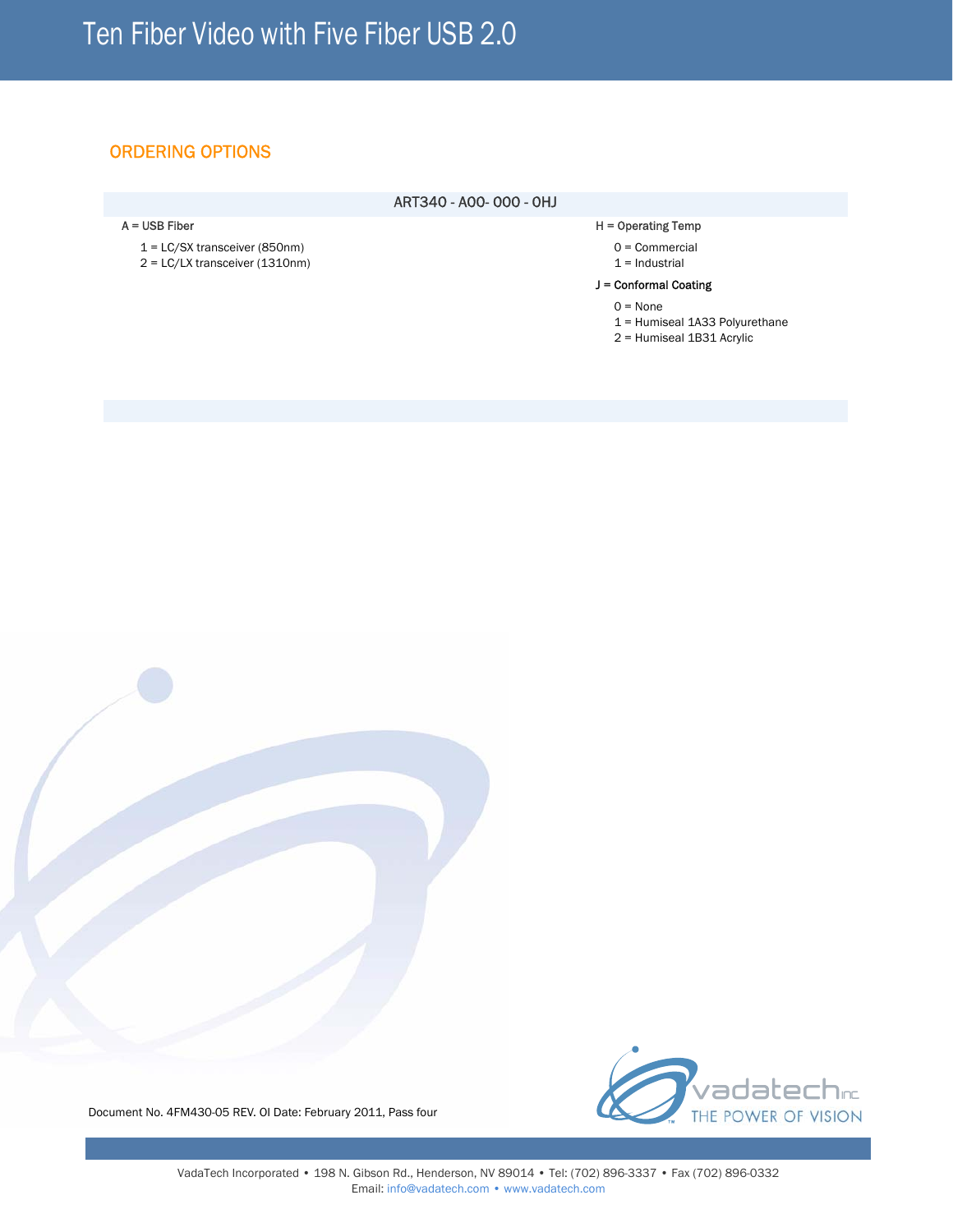## ORDERING OPTIONS

**ART340 - A00- 000 - 0HJ**

A = USB Fiber

- 1 = LC/SX transceiver (850nm)
- 2 = LC/LX transceiver (1310nm)

H = Operating Temp

- 0 = Commercial
- 1 = Industrial

J = Conformal Coating

- 0 = None
- 1 = Humiseal 1A33 Polyurethane
- 2 = Humiseal 1B31 Acrylic

Document No. 4FM430-05 REV. OI Date: February 2011, Pass four

vadatech inc
THE POWER OF VISION

VadaTech Incorporated • 198 N. Gibson Rd., Henderson, NV 89014 • Tel: (702) 896-3337 • Fax (702) 896-0332
Email: info@vadatech.com • www.vadatech.com